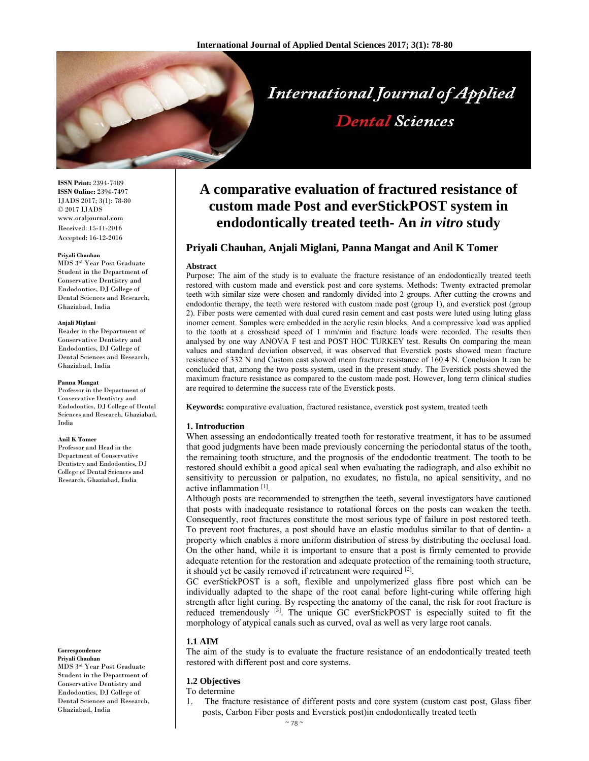**ISSN Print:** 2394-7489
**ISSN Online:** 2394-7497
IJADS 2017; 3(1): 78-80
© 2017 IJADS
www.oraljournal.com
Received: 15-11-2016
Accepted: 16-12-2016

**Priyali Chauhan**
MDS 3rd Year Post Graduate Student in the Department of Conservative Dentistry and Endodontics, DJ College of Dental Sciences and Research, Ghaziabad, India

**Anjali Miglani**
Reader in the Department of Conservative Dentistry and Endodontics, DJ College of Dental Sciences and Research, Ghaziabad, India

**Panna Mangat**
Professor in the Department of Conservative Dentistry and Endodontics, DJ College of Dental Sciences and Research, Ghaziabad, India

**Anil K Tomer**
Professor and Head in the Department of Conservative Dentistry and Endodontics, DJ College of Dental Sciences and Research, Ghaziabad, India

**Correspondence**
**Priyali Chauhan**
MDS 3rd Year Post Graduate Student in the Department of Conservative Dentistry and Endodontics, DJ College of Dental Sciences and Research, Ghaziabad, India

# A comparative evaluation of fractured resistance of custom made Post and everStickPOST system in endodontically treated teeth- An *in vitro* study

**Priyali Chauhan, Anjali Miglani, Panna Mangat and Anil K Tomer**

**Abstract**

Purpose: The aim of the study is to evaluate the fracture resistance of an endodontically treated teeth restored with custom made and everstick post and core systems. Methods: Twenty extracted premolar teeth with similar size were chosen and randomly divided into 2 groups. After cutting the crowns and endodontic therapy, the teeth were restored with custom made post (group 1), and everstick post (group 2). Fiber posts were cemented with dual cured resin cement and cast posts were luted using luting glass inomer cement. Samples were embedded in the acrylic resin blocks. And a compressive load was applied to the tooth at a crosshead speed of 1 mm/min and fracture loads were recorded. The results then analysed by one way ANOVA F test and POST HOC TURKEY test. Results On comparing the mean values and standard deviation observed, it was observed that Everstick posts showed mean fracture resistance of 332 N and Custom cast showed mean fracture resistance of 160.4 N. Conclusion It can be concluded that, among the two posts system, used in the present study. The Everstick posts showed the maximum fracture resistance as compared to the custom made post. However, long term clinical studies are required to determine the success rate of the Everstick posts.

**Keywords:** comparative evaluation, fractured resistance, everstick post system, treated teeth

## 1. Introduction

When assessing an endodontically treated tooth for restorative treatment, it has to be assumed that good judgments have been made previously concerning the periodontal status of the tooth, the remaining tooth structure, and the prognosis of the endodontic treatment. The tooth to be restored should exhibit a good apical seal when evaluating the radiograph, and also exhibit no sensitivity to percussion or palpation, no exudates, no fistula, no apical sensitivity, and no active inflammation [1].

Although posts are recommended to strengthen the teeth, several investigators have cautioned that posts with inadequate resistance to rotational forces on the posts can weaken the teeth. Consequently, root fractures constitute the most serious type of failure in post restored teeth. To prevent root fractures, a post should have an elastic modulus similar to that of dentin- a property which enables a more uniform distribution of stress by distributing the occlusal load. On the other hand, while it is important to ensure that a post is firmly cemented to provide adequate retention for the restoration and adequate protection of the remaining tooth structure, it should yet be easily removed if retreatment were required [2].

GC everStickPOST is a soft, flexible and unpolymerized glass fibre post which can be individually adapted to the shape of the root canal before light-curing while offering high strength after light curing. By respecting the anatomy of the canal, the risk for root fracture is reduced tremendously [3]. The unique GC everStickPOST is especially suited to fit the morphology of atypical canals such as curved, oval as well as very large root canals.

### 1.1 AIM

The aim of the study is to evaluate the fracture resistance of an endodontically treated teeth restored with different post and core systems.

### 1.2 Objectives

To determine

1. The fracture resistance of different posts and core system (custom cast post, Glass fiber posts, Carbon Fiber posts and Everstick post)in endodontically treated teeth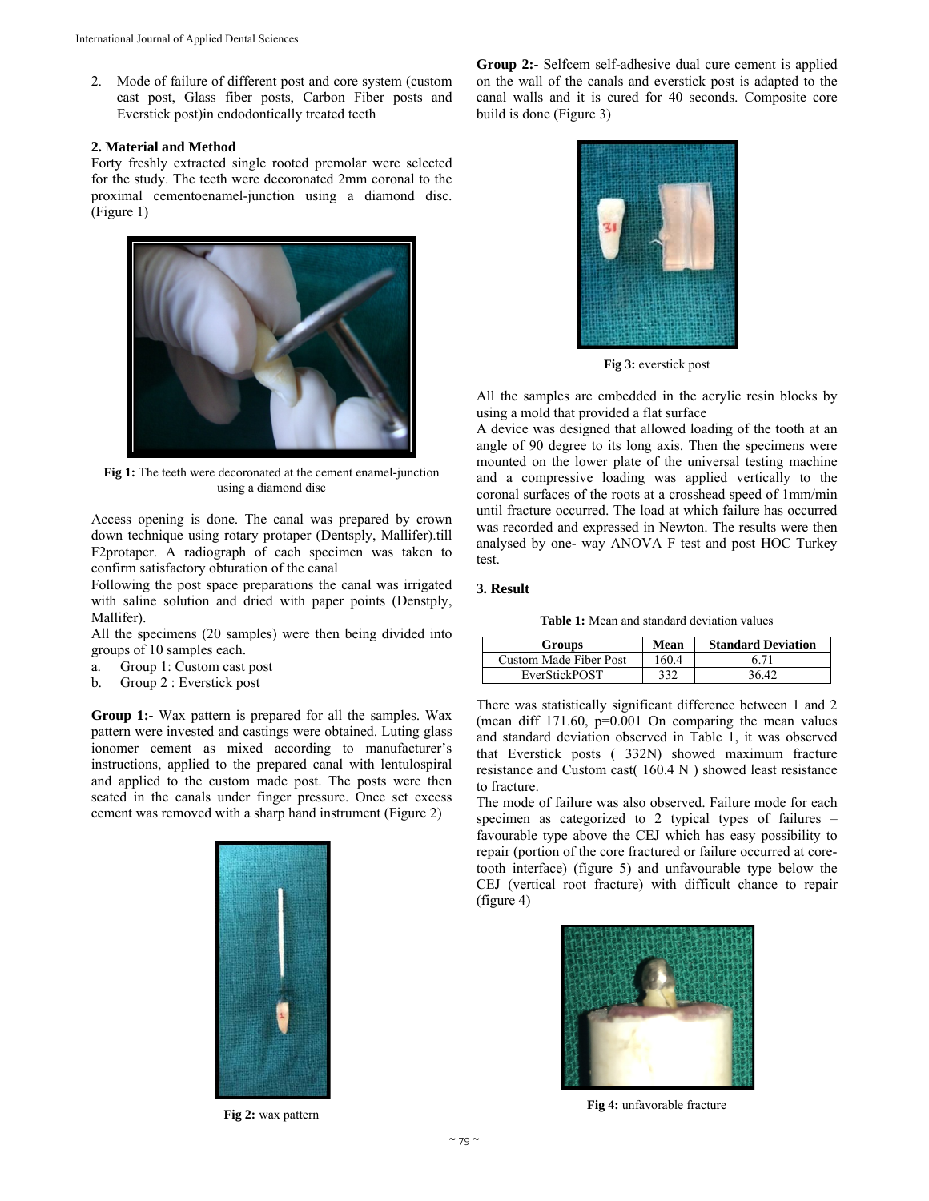2. Mode of failure of different post and core system (custom cast post, Glass fiber posts, Carbon Fiber posts and Everstick post)in endodontically treated teeth

### 2. Material and Method

Forty freshly extracted single rooted premolar were selected for the study. The teeth were decoronated 2mm coronal to the proximal cementoenamel-junction using a diamond disc. (Figure 1)

**Fig 1:** The teeth were decoronated at the cement enamel-junction using a diamond disc

Access opening is done. The canal was prepared by crown down technique using rotary protaper (Dentsply, Mallifer).till F2protaper. A radiograph of each specimen was taken to confirm satisfactory obturation of the canal

Following the post space preparations the canal was irrigated with saline solution and dried with paper points (Denstply, Mallifer).

All the specimens (20 samples) were then being divided into groups of 10 samples each.

a. Group 1: Custom cast post
b. Group 2 : Everstick post

**Group 1:-** Wax pattern is prepared for all the samples. Wax pattern were invested and castings were obtained. Luting glass ionomer cement as mixed according to manufacturer's instructions, applied to the prepared canal with lentulospiral and applied to the custom made post. The posts were then seated in the canals under finger pressure. Once set excess cement was removed with a sharp hand instrument (Figure 2)

**Fig 2:** wax pattern

**Group 2:-** Selfcem self-adhesive dual cure cement is applied on the wall of the canals and everstick post is adapted to the canal walls and it is cured for 40 seconds. Composite core build is done (Figure 3)

**Fig 3:** everstick post

All the samples are embedded in the acrylic resin blocks by using a mold that provided a flat surface

A device was designed that allowed loading of the tooth at an angle of 90 degree to its long axis. Then the specimens were mounted on the lower plate of the universal testing machine and a compressive loading was applied vertically to the coronal surfaces of the roots at a crosshead speed of 1mm/min until fracture occurred. The load at which failure has occurred was recorded and expressed in Newton. The results were then analysed by one- way ANOVA F test and post HOC Turkey test.

### 3. Result

**Table 1:** Mean and standard deviation values

| Groups | Mean | Standard Deviation |
|---|---|---|
| Custom Made Fiber Post | 160.4 | 6.71 |
| EverStickPOST | 332 | 36.42 |

There was statistically significant difference between 1 and 2 (mean diff 171.60, p=0.001 On comparing the mean values and standard deviation observed in Table 1, it was observed that Everstick posts ( 332N) showed maximum fracture resistance and Custom cast( 160.4 N ) showed least resistance to fracture.

The mode of failure was also observed. Failure mode for each specimen as categorized to 2 typical types of failures – favourable type above the CEJ which has easy possibility to repair (portion of the core fractured or failure occurred at core-tooth interface) (figure 5) and unfavourable type below the CEJ (vertical root fracture) with difficult chance to repair (figure 4)

**Fig 4:** unfavorable fracture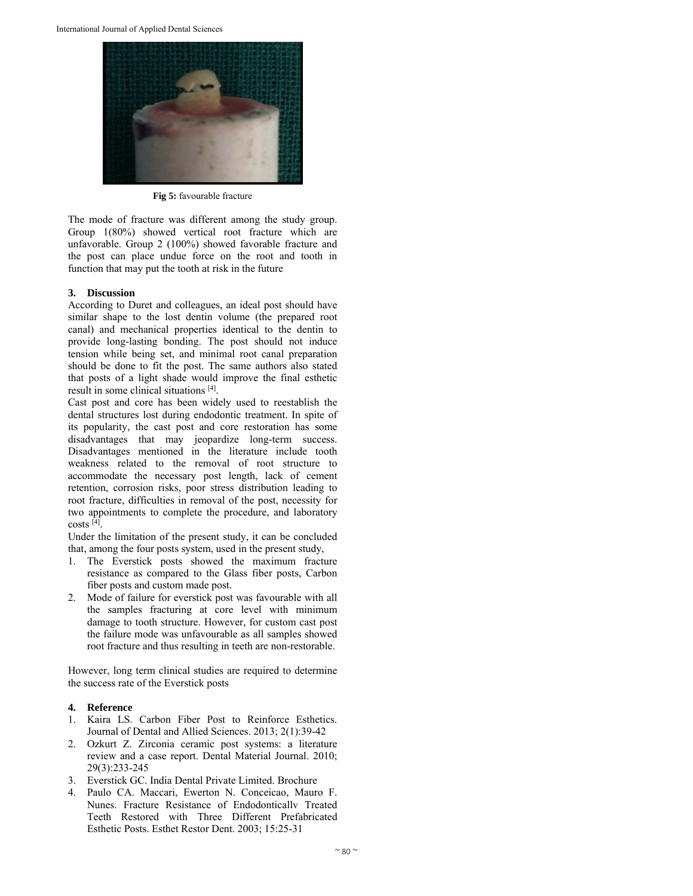Fig 5: favourable fracture

The mode of fracture was different among the study group. Group 1(80%) showed vertical root fracture which are unfavorable. Group 2 (100%) showed favorable fracture and the post can place undue force on the root and tooth in function that may put the tooth at risk in the future

## 3. Discussion

According to Duret and colleagues, an ideal post should have similar shape to the lost dentin volume (the prepared root canal) and mechanical properties identical to the dentin to provide long-lasting bonding. The post should not induce tension while being set, and minimal root canal preparation should be done to fit the post. The same authors also stated that posts of a light shade would improve the final esthetic result in some clinical situations [4].

Cast post and core has been widely used to reestablish the dental structures lost during endodontic treatment. In spite of its popularity, the cast post and core restoration has some disadvantages that may jeopardize long-term success. Disadvantages mentioned in the literature include tooth weakness related to the removal of root structure to accommodate the necessary post length, lack of cement retention, corrosion risks, poor stress distribution leading to root fracture, difficulties in removal of the post, necessity for two appointments to complete the procedure, and laboratory costs [4].

Under the limitation of the present study, it can be concluded that, among the four posts system, used in the present study,

1. The Everstick posts showed the maximum fracture resistance as compared to the Glass fiber posts, Carbon fiber posts and custom made post.
2. Mode of failure for everstick post was favourable with all the samples fracturing at core level with minimum damage to tooth structure. However, for custom cast post the failure mode was unfavourable as all samples showed root fracture and thus resulting in teeth are non-restorable.

However, long term clinical studies are required to determine the success rate of the Everstick posts

## 4. Reference

1. Kaira LS. Carbon Fiber Post to Reinforce Esthetics. Journal of Dental and Allied Sciences. 2013; 2(1):39-42
2. Ozkurt Z. Zirconia ceramic post systems: a literature review and a case report. Dental Material Journal. 2010; 29(3):233-245
3. Everstick GC. India Dental Private Limited. Brochure
4. Paulo CA. Maccari, Ewerton N. Conceicao, Mauro F. Nunes. Fracture Resistance of Endodonticallv Treated Teeth Restored with Three Different Prefabricated Esthetic Posts. Esthet Restor Dent. 2003; 15:25-31